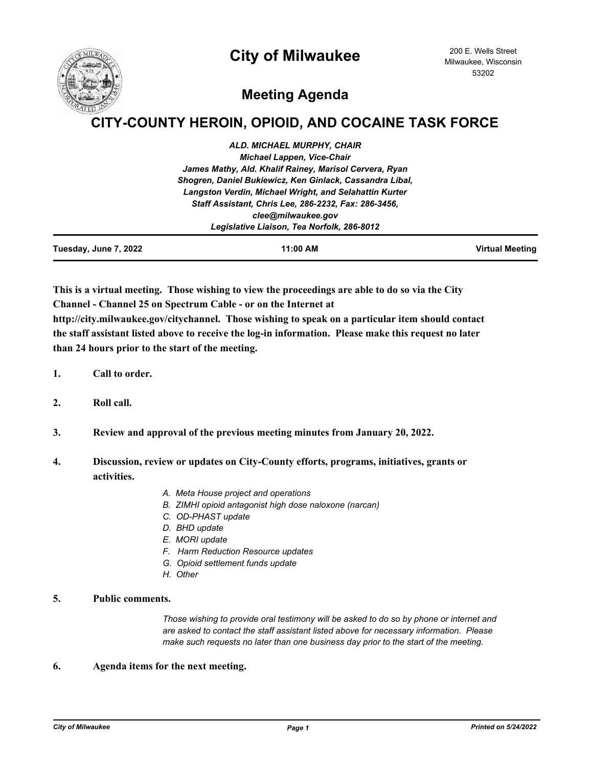# City of Milwaukee

200 E. Wells Street
Milwaukee, Wisconsin
53202

## Meeting Agenda

# CITY-COUNTY HEROIN, OPIOID, AND COCAINE TASK FORCE

*ALD. MICHAEL MURPHY, CHAIR*
*Michael Lappen, Vice-Chair*
*James Mathy, Ald. Khalif Rainey, Marisol Cervera, Ryan Shogren, Daniel Bukiewicz, Ken Ginlack, Cassandra Libal, Langston Verdin, Michael Wright, and Selahattin Kurter*
*Staff Assistant, Chris Lee, 286-2232, Fax: 286-3456, clee@milwaukee.gov*
*Legislative Liaison, Tea Norfolk, 286-8012*

**Tuesday, June 7, 2022** | **11:00 AM** | **Virtual Meeting**

**This is a virtual meeting. Those wishing to view the proceedings are able to do so via the City Channel - Channel 25 on Spectrum Cable - or on the Internet at http://city.milwaukee.gov/citychannel. Those wishing to speak on a particular item should contact the staff assistant listed above to receive the log-in information. Please make this request no later than 24 hours prior to the start of the meeting.**

1. **Call to order.**

2. **Roll call.**

3. **Review and approval of the previous meeting minutes from January 20, 2022.**

4. **Discussion, review or updates on City-County efforts, programs, initiatives, grants or activities.**

   *A. Meta House project and operations*
   *B. ZIMHI opioid antagonist high dose naloxone (narcan)*
   *C. OD-PHAST update*
   *D. BHD update*
   *E. MORI update*
   *F. Harm Reduction Resource updates*
   *G. Opioid settlement funds update*
   *H. Other*

5. **Public comments.**

   *Those wishing to provide oral testimony will be asked to do so by phone or internet and are asked to contact the staff assistant listed above for necessary information. Please make such requests no later than one business day prior to the start of the meeting.*

6. **Agenda items for the next meeting.**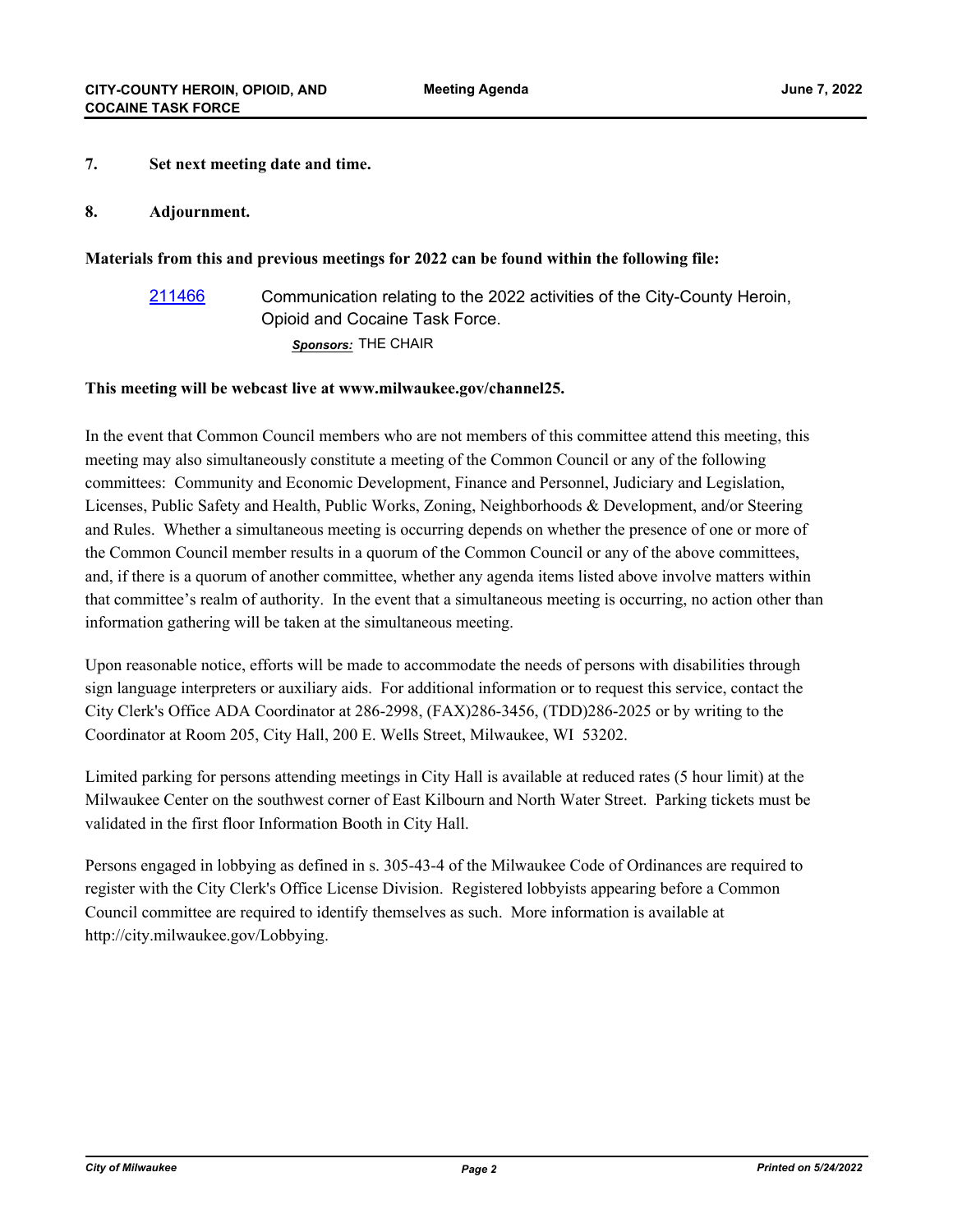**7. Set next meeting date and time.**

**8. Adjournment.**

**Materials from this and previous meetings for 2022 can be found within the following file:**

211466 Communication relating to the 2022 activities of the City-County Heroin, Opioid and Cocaine Task Force.

***Sponsors:*** THE CHAIR

**This meeting will be webcast live at www.milwaukee.gov/channel25.**

In the event that Common Council members who are not members of this committee attend this meeting, this meeting may also simultaneously constitute a meeting of the Common Council or any of the following committees: Community and Economic Development, Finance and Personnel, Judiciary and Legislation, Licenses, Public Safety and Health, Public Works, Zoning, Neighborhoods & Development, and/or Steering and Rules. Whether a simultaneous meeting is occurring depends on whether the presence of one or more of the Common Council member results in a quorum of the Common Council or any of the above committees, and, if there is a quorum of another committee, whether any agenda items listed above involve matters within that committee's realm of authority. In the event that a simultaneous meeting is occurring, no action other than information gathering will be taken at the simultaneous meeting.

Upon reasonable notice, efforts will be made to accommodate the needs of persons with disabilities through sign language interpreters or auxiliary aids. For additional information or to request this service, contact the City Clerk's Office ADA Coordinator at 286-2998, (FAX)286-3456, (TDD)286-2025 or by writing to the Coordinator at Room 205, City Hall, 200 E. Wells Street, Milwaukee, WI 53202.

Limited parking for persons attending meetings in City Hall is available at reduced rates (5 hour limit) at the Milwaukee Center on the southwest corner of East Kilbourn and North Water Street. Parking tickets must be validated in the first floor Information Booth in City Hall.

Persons engaged in lobbying as defined in s. 305-43-4 of the Milwaukee Code of Ordinances are required to register with the City Clerk's Office License Division. Registered lobbyists appearing before a Common Council committee are required to identify themselves as such. More information is available at http://city.milwaukee.gov/Lobbying.